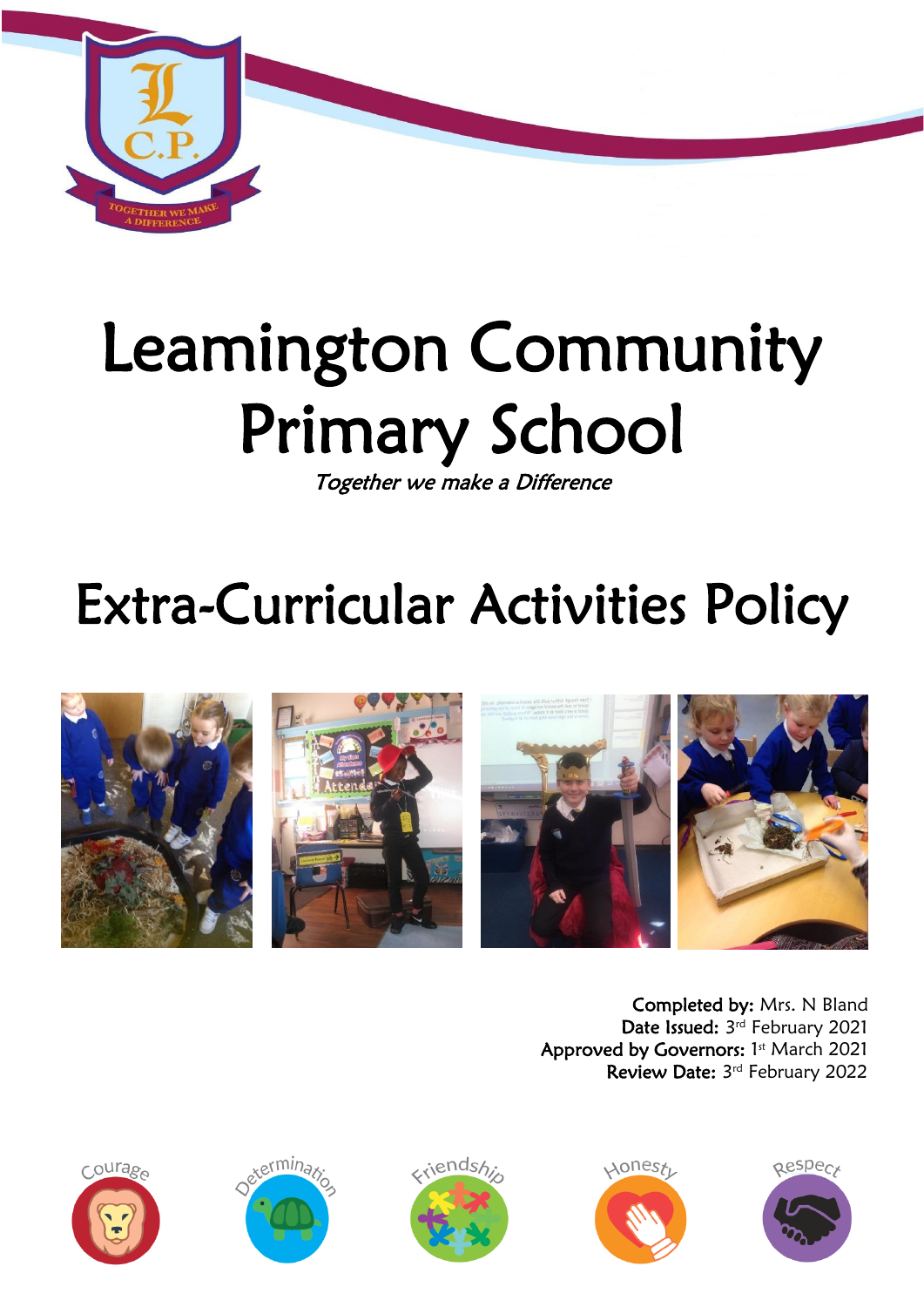# Leamington Community Primary School

*Together we make a Difference*

# Extra-Curricular Activities Policy

**Completed by:** Mrs. N Bland
**Date Issued:** 3rd February 2021
**Approved by Governors:** 1st March 2021
**Review Date:** 3rd February 2022

Courage · Determination · Friendship · Honesty · Respect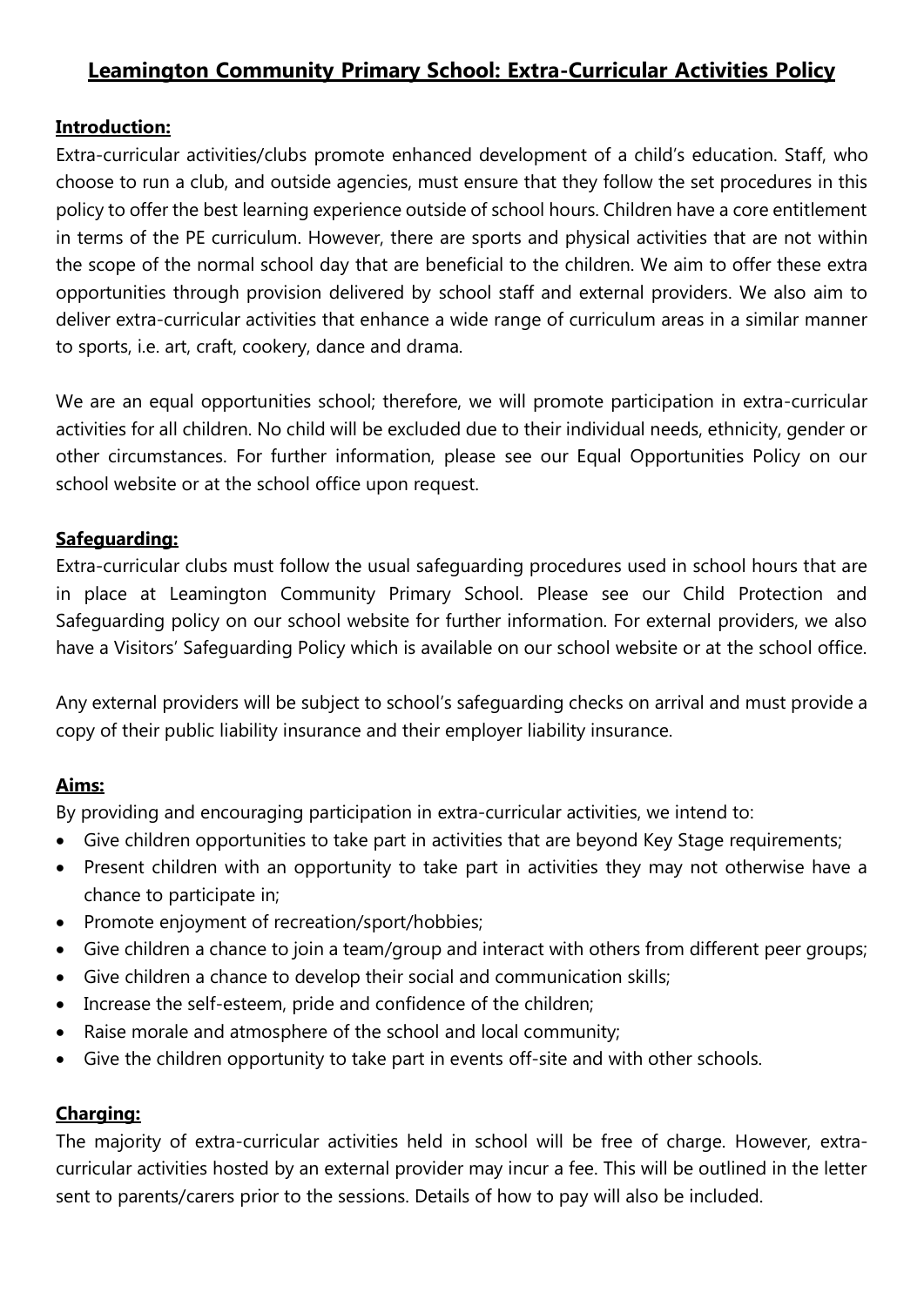# Leamington Community Primary School: Extra-Curricular Activities Policy

## Introduction:

Extra-curricular activities/clubs promote enhanced development of a child's education. Staff, who choose to run a club, and outside agencies, must ensure that they follow the set procedures in this policy to offer the best learning experience outside of school hours. Children have a core entitlement in terms of the PE curriculum. However, there are sports and physical activities that are not within the scope of the normal school day that are beneficial to the children. We aim to offer these extra opportunities through provision delivered by school staff and external providers. We also aim to deliver extra-curricular activities that enhance a wide range of curriculum areas in a similar manner to sports, i.e. art, craft, cookery, dance and drama.

We are an equal opportunities school; therefore, we will promote participation in extra-curricular activities for all children. No child will be excluded due to their individual needs, ethnicity, gender or other circumstances. For further information, please see our Equal Opportunities Policy on our school website or at the school office upon request.

## Safeguarding:

Extra-curricular clubs must follow the usual safeguarding procedures used in school hours that are in place at Leamington Community Primary School. Please see our Child Protection and Safeguarding policy on our school website for further information. For external providers, we also have a Visitors' Safeguarding Policy which is available on our school website or at the school office.

Any external providers will be subject to school's safeguarding checks on arrival and must provide a copy of their public liability insurance and their employer liability insurance.

## Aims:

By providing and encouraging participation in extra-curricular activities, we intend to:

- Give children opportunities to take part in activities that are beyond Key Stage requirements;
- Present children with an opportunity to take part in activities they may not otherwise have a chance to participate in;
- Promote enjoyment of recreation/sport/hobbies;
- Give children a chance to join a team/group and interact with others from different peer groups;
- Give children a chance to develop their social and communication skills;
- Increase the self-esteem, pride and confidence of the children;
- Raise morale and atmosphere of the school and local community;
- Give the children opportunity to take part in events off-site and with other schools.

## Charging:

The majority of extra-curricular activities held in school will be free of charge. However, extra-curricular activities hosted by an external provider may incur a fee. This will be outlined in the letter sent to parents/carers prior to the sessions. Details of how to pay will also be included.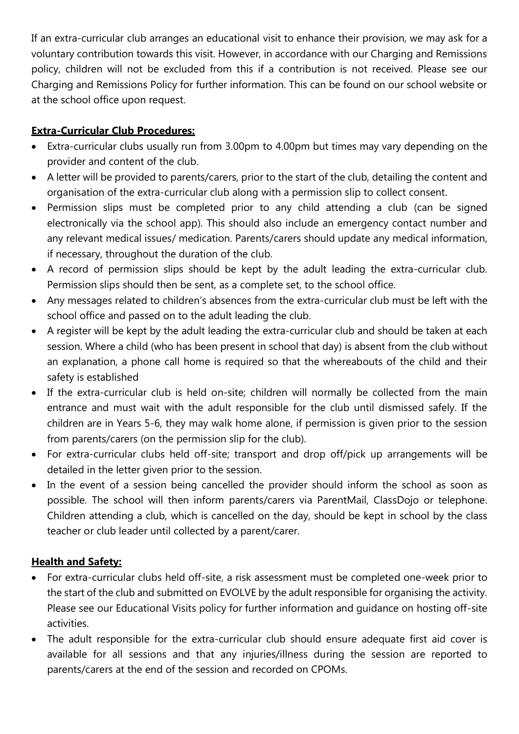If an extra-curricular club arranges an educational visit to enhance their provision, we may ask for a voluntary contribution towards this visit. However, in accordance with our Charging and Remissions policy, children will not be excluded from this if a contribution is not received. Please see our Charging and Remissions Policy for further information. This can be found on our school website or at the school office upon request.

**Extra-Curricular Club Procedures:**

- Extra-curricular clubs usually run from 3.00pm to 4.00pm but times may vary depending on the provider and content of the club.
- A letter will be provided to parents/carers, prior to the start of the club, detailing the content and organisation of the extra-curricular club along with a permission slip to collect consent.
- Permission slips must be completed prior to any child attending a club (can be signed electronically via the school app). This should also include an emergency contact number and any relevant medical issues/ medication. Parents/carers should update any medical information, if necessary, throughout the duration of the club.
- A record of permission slips should be kept by the adult leading the extra-curricular club. Permission slips should then be sent, as a complete set, to the school office.
- Any messages related to children's absences from the extra-curricular club must be left with the school office and passed on to the adult leading the club.
- A register will be kept by the adult leading the extra-curricular club and should be taken at each session. Where a child (who has been present in school that day) is absent from the club without an explanation, a phone call home is required so that the whereabouts of the child and their safety is established
- If the extra-curricular club is held on-site; children will normally be collected from the main entrance and must wait with the adult responsible for the club until dismissed safely. If the children are in Years 5-6, they may walk home alone, if permission is given prior to the session from parents/carers (on the permission slip for the club).
- For extra-curricular clubs held off-site; transport and drop off/pick up arrangements will be detailed in the letter given prior to the session.
- In the event of a session being cancelled the provider should inform the school as soon as possible. The school will then inform parents/carers via ParentMail, ClassDojo or telephone. Children attending a club, which is cancelled on the day, should be kept in school by the class teacher or club leader until collected by a parent/carer.

**Health and Safety:**

- For extra-curricular clubs held off-site, a risk assessment must be completed one-week prior to the start of the club and submitted on EVOLVE by the adult responsible for organising the activity. Please see our Educational Visits policy for further information and guidance on hosting off-site activities.
- The adult responsible for the extra-curricular club should ensure adequate first aid cover is available for all sessions and that any injuries/illness during the session are reported to parents/carers at the end of the session and recorded on CPOMs.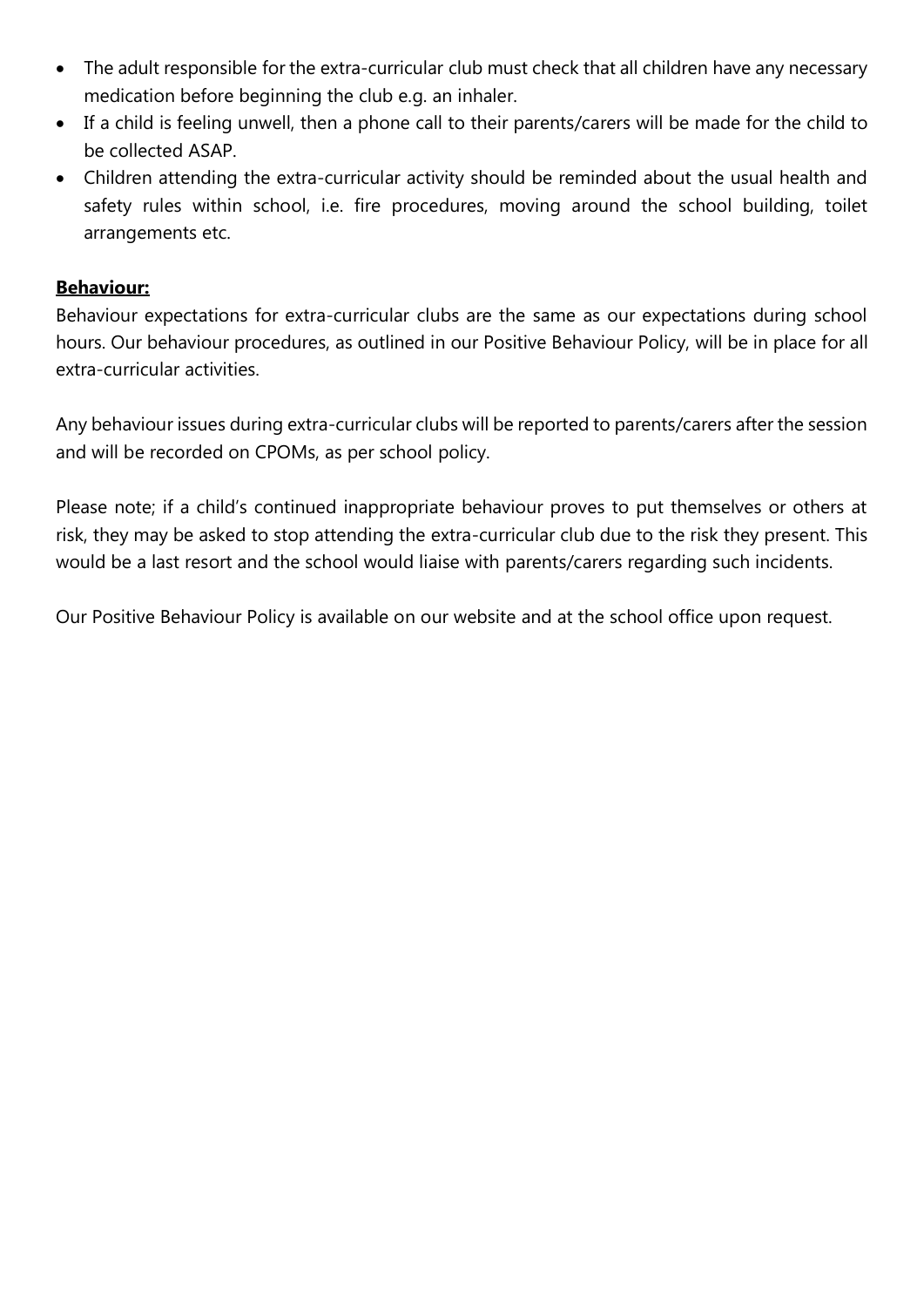- The adult responsible for the extra-curricular club must check that all children have any necessary medication before beginning the club e.g. an inhaler.
- If a child is feeling unwell, then a phone call to their parents/carers will be made for the child to be collected ASAP.
- Children attending the extra-curricular activity should be reminded about the usual health and safety rules within school, i.e. fire procedures, moving around the school building, toilet arrangements etc.

**Behaviour:**

Behaviour expectations for extra-curricular clubs are the same as our expectations during school hours. Our behaviour procedures, as outlined in our Positive Behaviour Policy, will be in place for all extra-curricular activities.

Any behaviour issues during extra-curricular clubs will be reported to parents/carers after the session and will be recorded on CPOMs, as per school policy.

Please note; if a child's continued inappropriate behaviour proves to put themselves or others at risk, they may be asked to stop attending the extra-curricular club due to the risk they present. This would be a last resort and the school would liaise with parents/carers regarding such incidents.

Our Positive Behaviour Policy is available on our website and at the school office upon request.